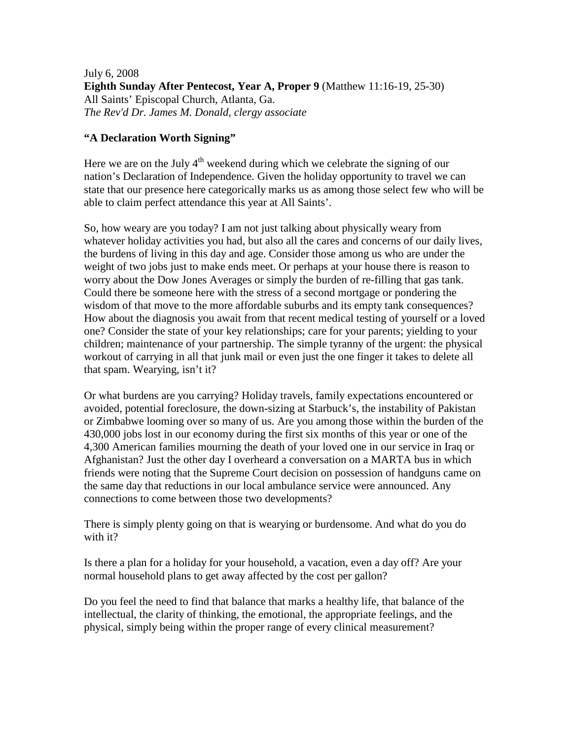July 6, 2008
**Eighth Sunday After Pentecost, Year A, Proper 9** (Matthew 11:16-19, 25-30)
All Saints' Episcopal Church, Atlanta, Ga.
*The Rev'd Dr. James M. Donald, clergy associate*

**"A Declaration Worth Signing"**

Here we are on the July 4th weekend during which we celebrate the signing of our nation's Declaration of Independence. Given the holiday opportunity to travel we can state that our presence here categorically marks us as among those select few who will be able to claim perfect attendance this year at All Saints'.

So, how weary are you today? I am not just talking about physically weary from whatever holiday activities you had, but also all the cares and concerns of our daily lives, the burdens of living in this day and age. Consider those among us who are under the weight of two jobs just to make ends meet. Or perhaps at your house there is reason to worry about the Dow Jones Averages or simply the burden of re-filling that gas tank. Could there be someone here with the stress of a second mortgage or pondering the wisdom of that move to the more affordable suburbs and its empty tank consequences? How about the diagnosis you await from that recent medical testing of yourself or a loved one? Consider the state of your key relationships; care for your parents; yielding to your children; maintenance of your partnership. The simple tyranny of the urgent: the physical workout of carrying in all that junk mail or even just the one finger it takes to delete all that spam. Wearying, isn't it?

Or what burdens are you carrying? Holiday travels, family expectations encountered or avoided, potential foreclosure, the down-sizing at Starbuck's, the instability of Pakistan or Zimbabwe looming over so many of us. Are you among those within the burden of the 430,000 jobs lost in our economy during the first six months of this year or one of the 4,300 American families mourning the death of your loved one in our service in Iraq or Afghanistan? Just the other day I overheard a conversation on a MARTA bus in which friends were noting that the Supreme Court decision on possession of handguns came on the same day that reductions in our local ambulance service were announced. Any connections to come between those two developments?

There is simply plenty going on that is wearying or burdensome. And what do you do with it?

Is there a plan for a holiday for your household, a vacation, even a day off? Are your normal household plans to get away affected by the cost per gallon?

Do you feel the need to find that balance that marks a healthy life, that balance of the intellectual, the clarity of thinking, the emotional, the appropriate feelings, and the physical, simply being within the proper range of every clinical measurement?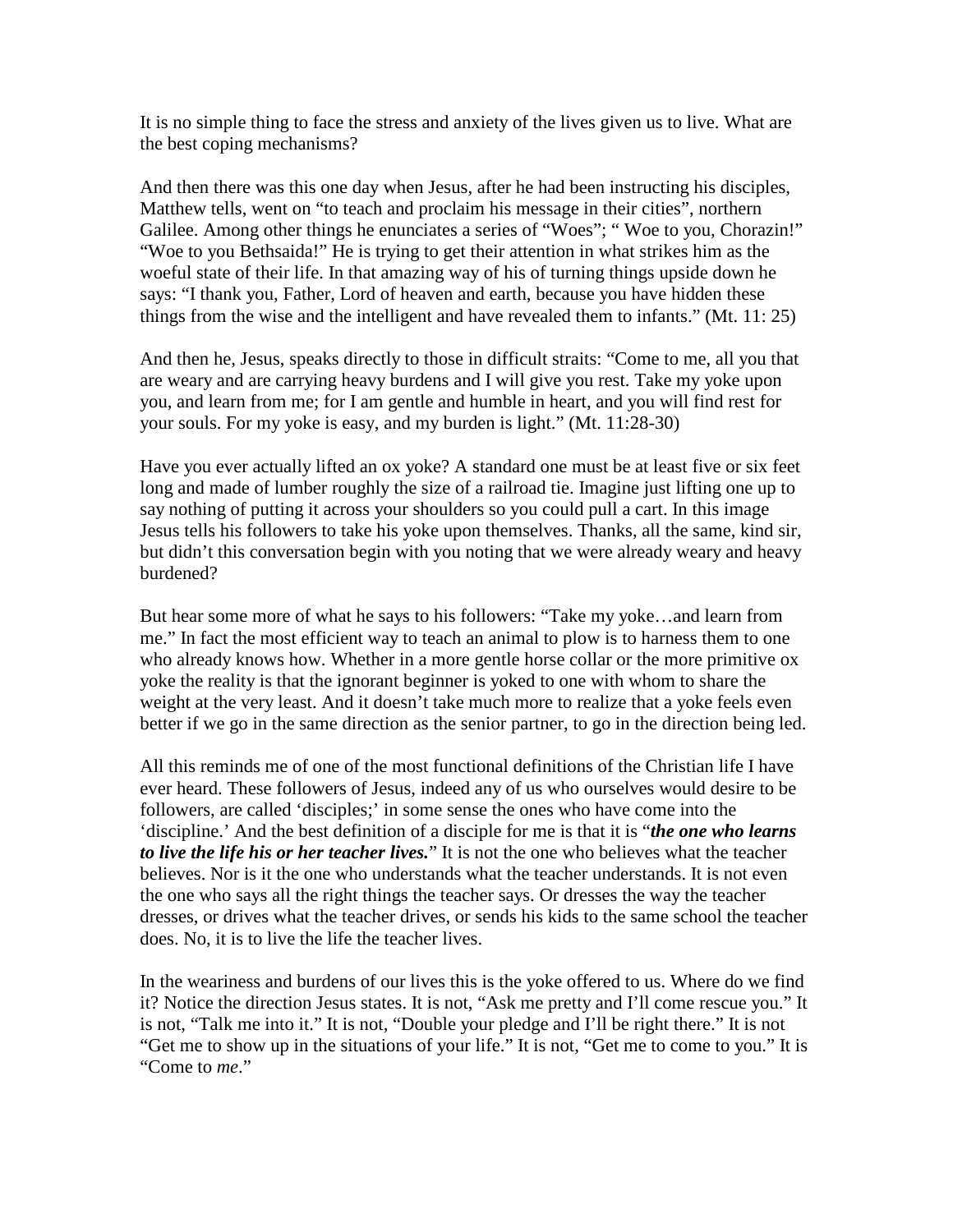It is no simple thing to face the stress and anxiety of the lives given us to live. What are the best coping mechanisms?

And then there was this one day when Jesus, after he had been instructing his disciples, Matthew tells, went on "to teach and proclaim his message in their cities", northern Galilee. Among other things he enunciates a series of "Woes"; " Woe to you, Chorazin!" "Woe to you Bethsaida!" He is trying to get their attention in what strikes him as the woeful state of their life. In that amazing way of his of turning things upside down he says: "I thank you, Father, Lord of heaven and earth, because you have hidden these things from the wise and the intelligent and have revealed them to infants." (Mt. 11: 25)

And then he, Jesus, speaks directly to those in difficult straits: "Come to me, all you that are weary and are carrying heavy burdens and I will give you rest. Take my yoke upon you, and learn from me; for I am gentle and humble in heart, and you will find rest for your souls. For my yoke is easy, and my burden is light." (Mt. 11:28-30)

Have you ever actually lifted an ox yoke? A standard one must be at least five or six feet long and made of lumber roughly the size of a railroad tie. Imagine just lifting one up to say nothing of putting it across your shoulders so you could pull a cart. In this image Jesus tells his followers to take his yoke upon themselves. Thanks, all the same, kind sir, but didn't this conversation begin with you noting that we were already weary and heavy burdened?

But hear some more of what he says to his followers: "Take my yoke…and learn from me." In fact the most efficient way to teach an animal to plow is to harness them to one who already knows how. Whether in a more gentle horse collar or the more primitive ox yoke the reality is that the ignorant beginner is yoked to one with whom to share the weight at the very least. And it doesn't take much more to realize that a yoke feels even better if we go in the same direction as the senior partner, to go in the direction being led.

All this reminds me of one of the most functional definitions of the Christian life I have ever heard. These followers of Jesus, indeed any of us who ourselves would desire to be followers, are called 'disciples;' in some sense the ones who have come into the 'discipline.' And the best definition of a disciple for me is that it is "***the one who learns to live the life his or her teacher lives.***" It is not the one who believes what the teacher believes. Nor is it the one who understands what the teacher understands. It is not even the one who says all the right things the teacher says. Or dresses the way the teacher dresses, or drives what the teacher drives, or sends his kids to the same school the teacher does. No, it is to live the life the teacher lives.

In the weariness and burdens of our lives this is the yoke offered to us. Where do we find it? Notice the direction Jesus states. It is not, "Ask me pretty and I'll come rescue you." It is not, "Talk me into it." It is not, "Double your pledge and I'll be right there." It is not "Get me to show up in the situations of your life." It is not, "Get me to come to you." It is "Come to *me*."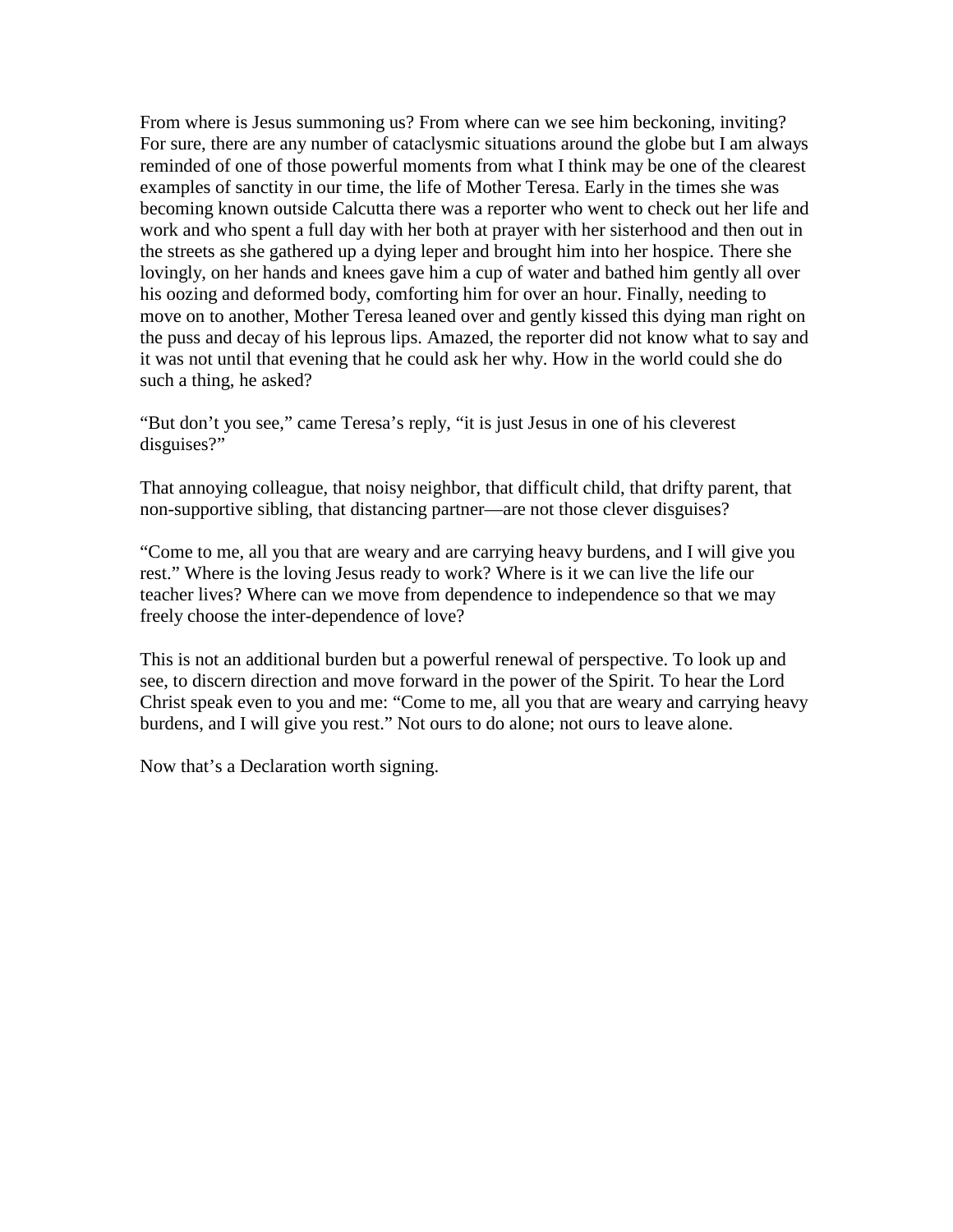From where is Jesus summoning us? From where can we see him beckoning, inviting? For sure, there are any number of cataclysmic situations around the globe but I am always reminded of one of those powerful moments from what I think may be one of the clearest examples of sanctity in our time, the life of Mother Teresa. Early in the times she was becoming known outside Calcutta there was a reporter who went to check out her life and work and who spent a full day with her both at prayer with her sisterhood and then out in the streets as she gathered up a dying leper and brought him into her hospice. There she lovingly, on her hands and knees gave him a cup of water and bathed him gently all over his oozing and deformed body, comforting him for over an hour. Finally, needing to move on to another, Mother Teresa leaned over and gently kissed this dying man right on the puss and decay of his leprous lips. Amazed, the reporter did not know what to say and it was not until that evening that he could ask her why. How in the world could she do such a thing, he asked?

"But don't you see," came Teresa's reply, "it is just Jesus in one of his cleverest disguises?"

That annoying colleague, that noisy neighbor, that difficult child, that drifty parent, that non-supportive sibling, that distancing partner—are not those clever disguises?

"Come to me, all you that are weary and are carrying heavy burdens, and I will give you rest." Where is the loving Jesus ready to work? Where is it we can live the life our teacher lives? Where can we move from dependence to independence so that we may freely choose the inter-dependence of love?

This is not an additional burden but a powerful renewal of perspective. To look up and see, to discern direction and move forward in the power of the Spirit. To hear the Lord Christ speak even to you and me: "Come to me, all you that are weary and carrying heavy burdens, and I will give you rest." Not ours to do alone; not ours to leave alone.

Now that's a Declaration worth signing.